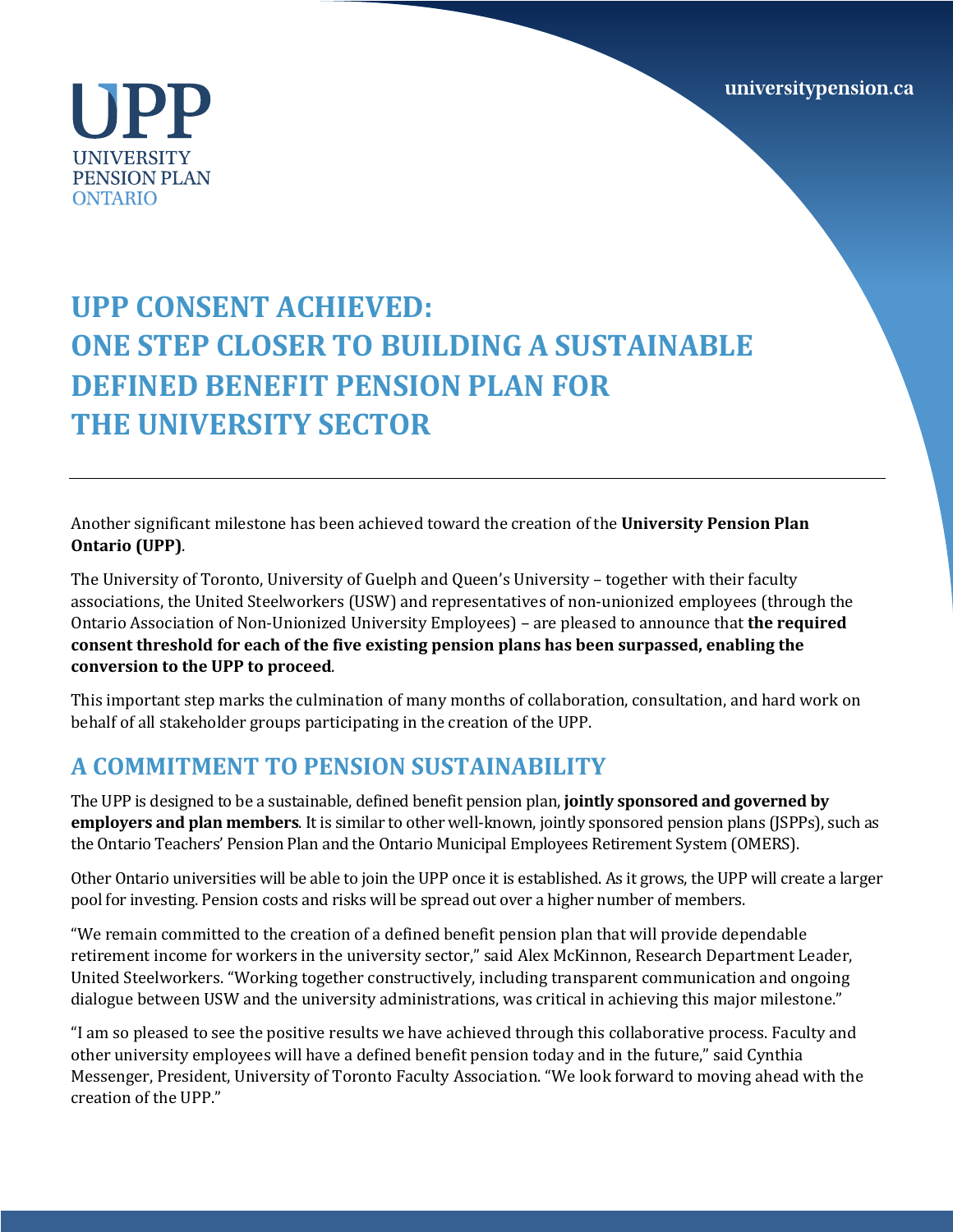UPP
UNIVERSITY
PENSION PLAN
ONTARIO

universitypension.ca

# UPP CONSENT ACHIEVED: ONE STEP CLOSER TO BUILDING A SUSTAINABLE DEFINED BENEFIT PENSION PLAN FOR THE UNIVERSITY SECTOR

---

Another significant milestone has been achieved toward the creation of the **University Pension Plan Ontario (UPP)**.

The University of Toronto, University of Guelph and Queen's University – together with their faculty associations, the United Steelworkers (USW) and representatives of non-unionized employees (through the Ontario Association of Non-Unionized University Employees) – are pleased to announce that **the required consent threshold for each of the five existing pension plans has been surpassed, enabling the conversion to the UPP to proceed**.

This important step marks the culmination of many months of collaboration, consultation, and hard work on behalf of all stakeholder groups participating in the creation of the UPP.

## A COMMITMENT TO PENSION SUSTAINABILITY

The UPP is designed to be a sustainable, defined benefit pension plan, **jointly sponsored and governed by employers and plan members**. It is similar to other well-known, jointly sponsored pension plans (JSPPs), such as the Ontario Teachers' Pension Plan and the Ontario Municipal Employees Retirement System (OMERS).

Other Ontario universities will be able to join the UPP once it is established. As it grows, the UPP will create a larger pool for investing. Pension costs and risks will be spread out over a higher number of members.

"We remain committed to the creation of a defined benefit pension plan that will provide dependable retirement income for workers in the university sector," said Alex McKinnon, Research Department Leader, United Steelworkers. "Working together constructively, including transparent communication and ongoing dialogue between USW and the university administrations, was critical in achieving this major milestone."

"I am so pleased to see the positive results we have achieved through this collaborative process. Faculty and other university employees will have a defined benefit pension today and in the future," said Cynthia Messenger, President, University of Toronto Faculty Association. "We look forward to moving ahead with the creation of the UPP."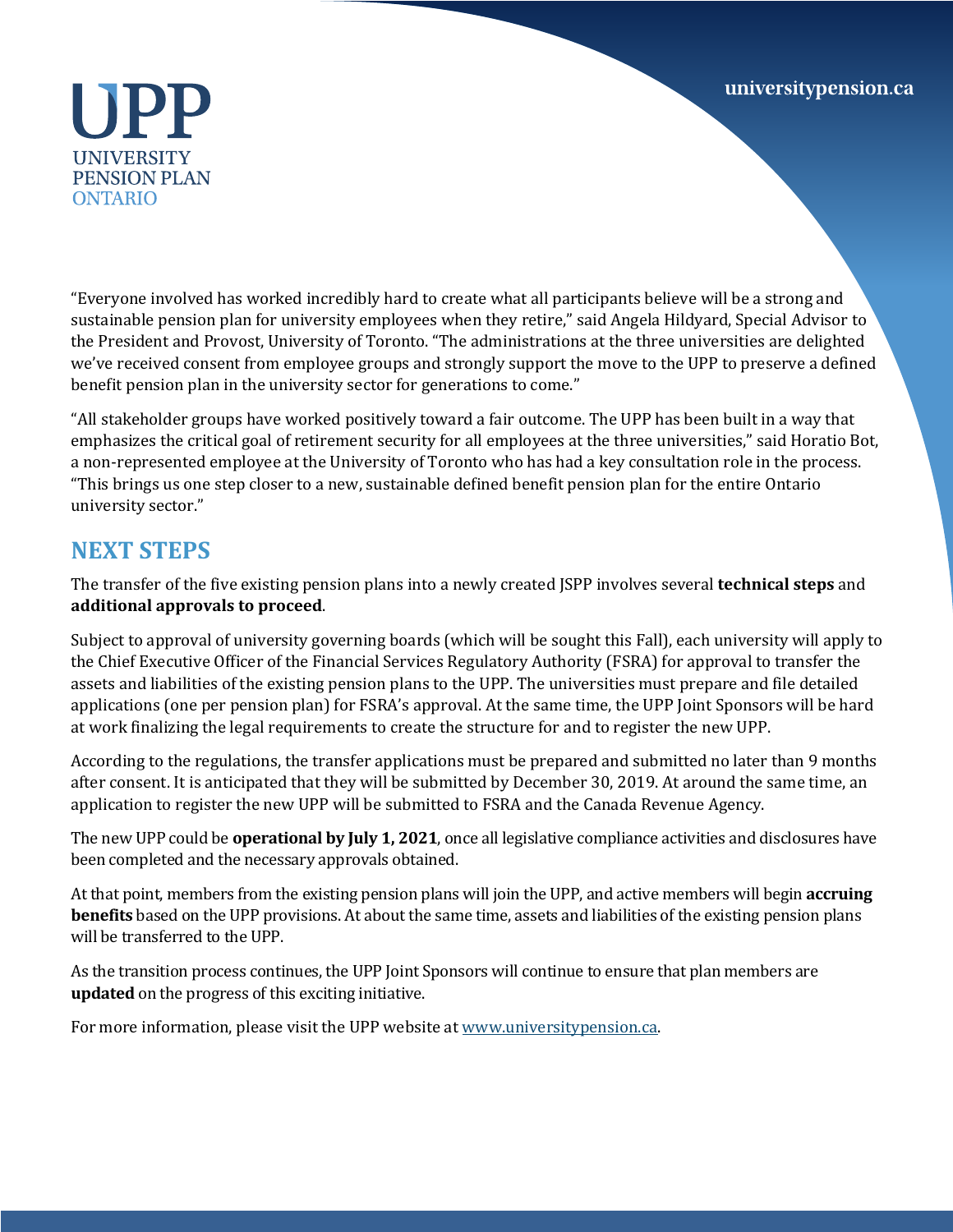“Everyone involved has worked incredibly hard to create what all participants believe will be a strong and sustainable pension plan for university employees when they retire,” said Angela Hildyard, Special Advisor to the President and Provost, University of Toronto. “The administrations at the three universities are delighted we’ve received consent from employee groups and strongly support the move to the UPP to preserve a defined benefit pension plan in the university sector for generations to come.”

“All stakeholder groups have worked positively toward a fair outcome. The UPP has been built in a way that emphasizes the critical goal of retirement security for all employees at the three universities,” said Horatio Bot, a non-represented employee at the University of Toronto who has had a key consultation role in the process. “This brings us one step closer to a new, sustainable defined benefit pension plan for the entire Ontario university sector.”

## NEXT STEPS

The transfer of the five existing pension plans into a newly created JSPP involves several **technical steps** and **additional approvals to proceed**.

Subject to approval of university governing boards (which will be sought this Fall), each university will apply to the Chief Executive Officer of the Financial Services Regulatory Authority (FSRA) for approval to transfer the assets and liabilities of the existing pension plans to the UPP. The universities must prepare and file detailed applications (one per pension plan) for FSRA’s approval. At the same time, the UPP Joint Sponsors will be hard at work finalizing the legal requirements to create the structure for and to register the new UPP.

According to the regulations, the transfer applications must be prepared and submitted no later than 9 months after consent. It is anticipated that they will be submitted by December 30, 2019. At around the same time, an application to register the new UPP will be submitted to FSRA and the Canada Revenue Agency.

The new UPP could be **operational by July 1, 2021**, once all legislative compliance activities and disclosures have been completed and the necessary approvals obtained.

At that point, members from the existing pension plans will join the UPP, and active members will begin **accruing benefits** based on the UPP provisions. At about the same time, assets and liabilities of the existing pension plans will be transferred to the UPP.

As the transition process continues, the UPP Joint Sponsors will continue to ensure that plan members are **updated** on the progress of this exciting initiative.

For more information, please visit the UPP website at www.universitypension.ca.